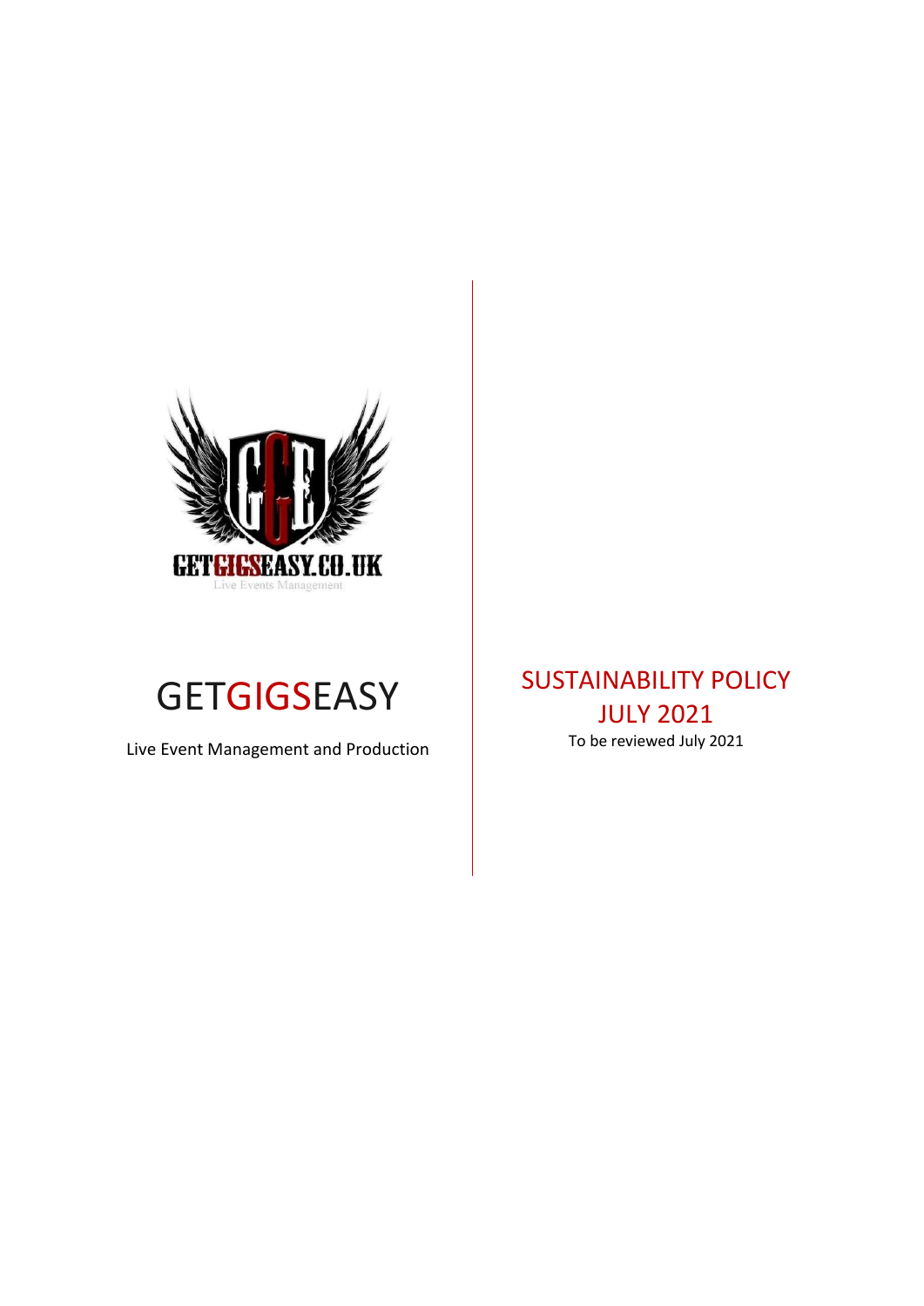GETGIGSEASY

Live Event Management and Production

# SUSTAINABILITY POLICY JULY 2021

To be reviewed July 2021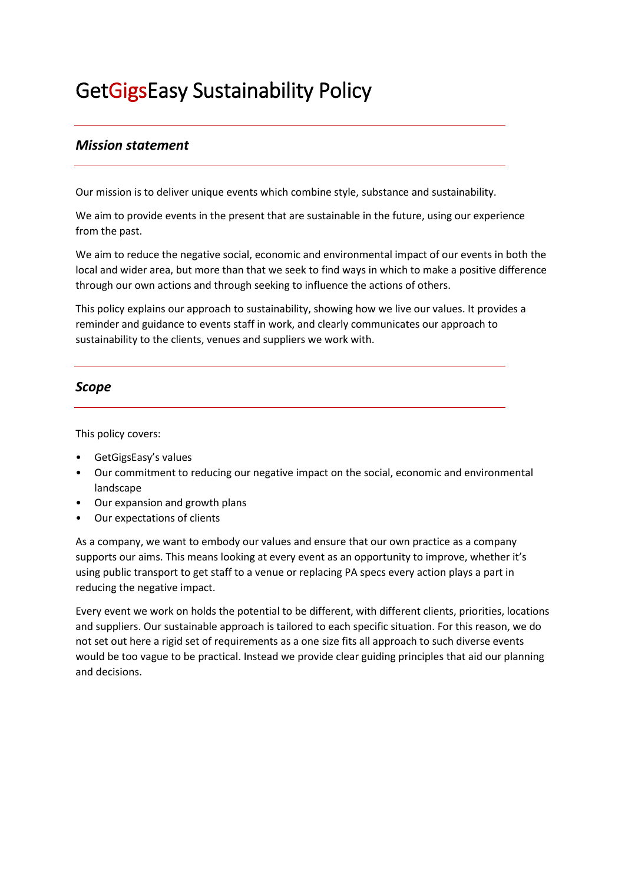# GetGigsEasy Sustainability Policy

## *Mission statement*

Our mission is to deliver unique events which combine style, substance and sustainability.

We aim to provide events in the present that are sustainable in the future, using our experience from the past.

We aim to reduce the negative social, economic and environmental impact of our events in both the local and wider area, but more than that we seek to find ways in which to make a positive difference through our own actions and through seeking to influence the actions of others.

This policy explains our approach to sustainability, showing how we live our values. It provides a reminder and guidance to events staff in work, and clearly communicates our approach to sustainability to the clients, venues and suppliers we work with.

## *Scope*

This policy covers:

- GetGigsEasy's values
- Our commitment to reducing our negative impact on the social, economic and environmental landscape
- Our expansion and growth plans
- Our expectations of clients

As a company, we want to embody our values and ensure that our own practice as a company supports our aims. This means looking at every event as an opportunity to improve, whether it's using public transport to get staff to a venue or replacing PA specs every action plays a part in reducing the negative impact.

Every event we work on holds the potential to be different, with different clients, priorities, locations and suppliers. Our sustainable approach is tailored to each specific situation. For this reason, we do not set out here a rigid set of requirements as a one size fits all approach to such diverse events would be too vague to be practical. Instead we provide clear guiding principles that aid our planning and decisions.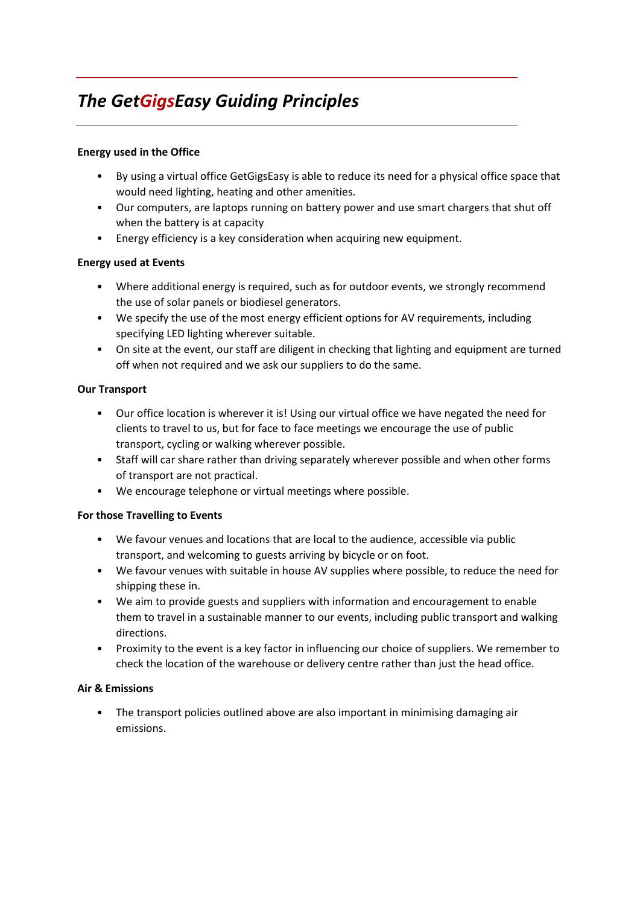# *The GetGigsEasy Guiding Principles*

**Energy used in the Office**

- By using a virtual office GetGigsEasy is able to reduce its need for a physical office space that would need lighting, heating and other amenities.
- Our computers, are laptops running on battery power and use smart chargers that shut off when the battery is at capacity
- Energy efficiency is a key consideration when acquiring new equipment.

**Energy used at Events**

- Where additional energy is required, such as for outdoor events, we strongly recommend the use of solar panels or biodiesel generators.
- We specify the use of the most energy efficient options for AV requirements, including specifying LED lighting wherever suitable.
- On site at the event, our staff are diligent in checking that lighting and equipment are turned off when not required and we ask our suppliers to do the same.

**Our Transport**

- Our office location is wherever it is! Using our virtual office we have negated the need for clients to travel to us, but for face to face meetings we encourage the use of public transport, cycling or walking wherever possible.
- Staff will car share rather than driving separately wherever possible and when other forms of transport are not practical.
- We encourage telephone or virtual meetings where possible.

**For those Travelling to Events**

- We favour venues and locations that are local to the audience, accessible via public transport, and welcoming to guests arriving by bicycle or on foot.
- We favour venues with suitable in house AV supplies where possible, to reduce the need for shipping these in.
- We aim to provide guests and suppliers with information and encouragement to enable them to travel in a sustainable manner to our events, including public transport and walking directions.
- Proximity to the event is a key factor in influencing our choice of suppliers. We remember to check the location of the warehouse or delivery centre rather than just the head office.

**Air & Emissions**

- The transport policies outlined above are also important in minimising damaging air emissions.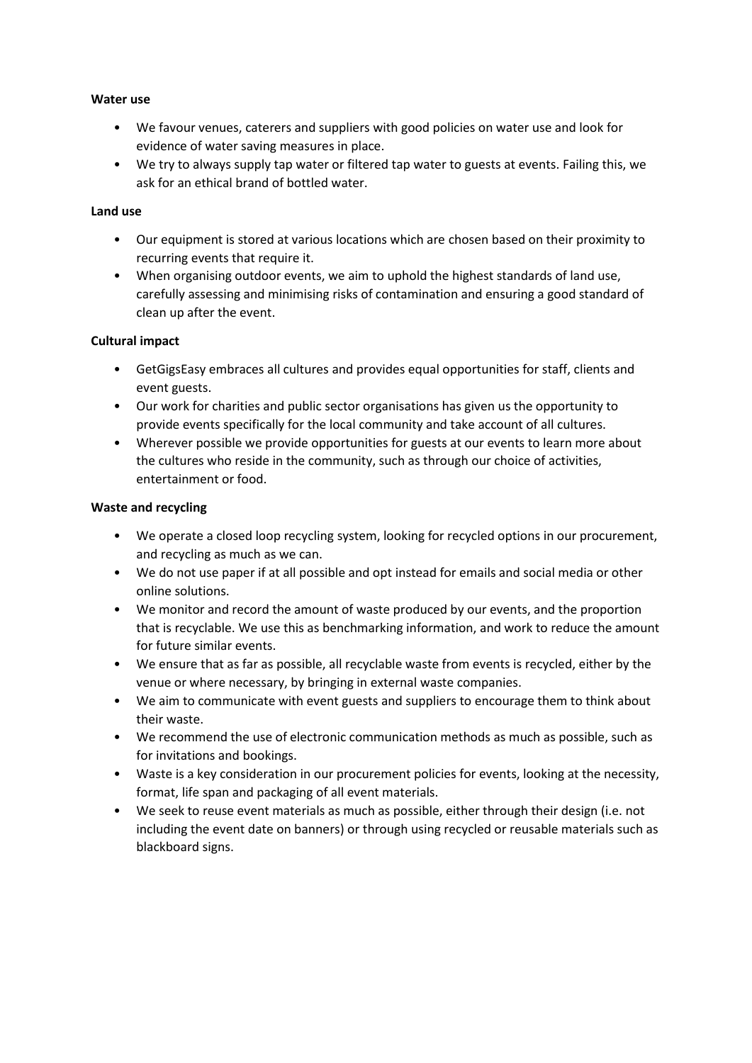**Water use**

- We favour venues, caterers and suppliers with good policies on water use and look for evidence of water saving measures in place.
- We try to always supply tap water or filtered tap water to guests at events. Failing this, we ask for an ethical brand of bottled water.

**Land use**

- Our equipment is stored at various locations which are chosen based on their proximity to recurring events that require it.
- When organising outdoor events, we aim to uphold the highest standards of land use, carefully assessing and minimising risks of contamination and ensuring a good standard of clean up after the event.

**Cultural impact**

- GetGigsEasy embraces all cultures and provides equal opportunities for staff, clients and event guests.
- Our work for charities and public sector organisations has given us the opportunity to provide events specifically for the local community and take account of all cultures.
- Wherever possible we provide opportunities for guests at our events to learn more about the cultures who reside in the community, such as through our choice of activities, entertainment or food.

**Waste and recycling**

- We operate a closed loop recycling system, looking for recycled options in our procurement, and recycling as much as we can.
- We do not use paper if at all possible and opt instead for emails and social media or other online solutions.
- We monitor and record the amount of waste produced by our events, and the proportion that is recyclable. We use this as benchmarking information, and work to reduce the amount for future similar events.
- We ensure that as far as possible, all recyclable waste from events is recycled, either by the venue or where necessary, by bringing in external waste companies.
- We aim to communicate with event guests and suppliers to encourage them to think about their waste.
- We recommend the use of electronic communication methods as much as possible, such as for invitations and bookings.
- Waste is a key consideration in our procurement policies for events, looking at the necessity, format, life span and packaging of all event materials.
- We seek to reuse event materials as much as possible, either through their design (i.e. not including the event date on banners) or through using recycled or reusable materials such as blackboard signs.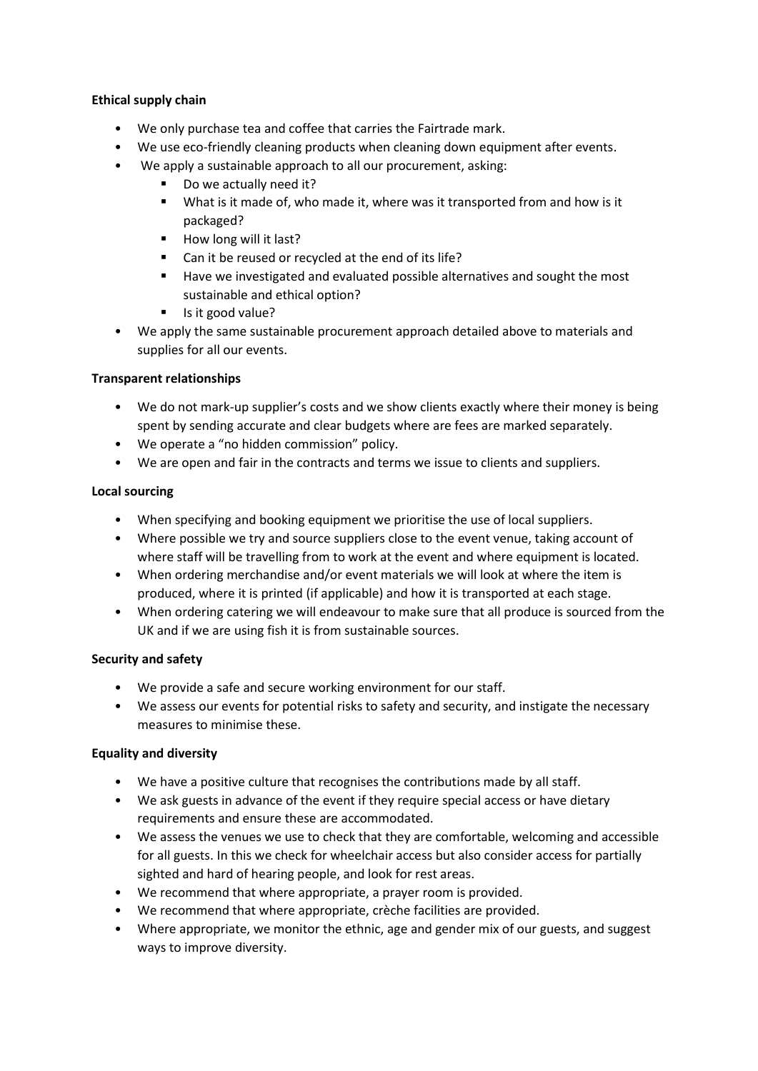**Ethical supply chain**

- We only purchase tea and coffee that carries the Fairtrade mark.
- We use eco-friendly cleaning products when cleaning down equipment after events.
- We apply a sustainable approach to all our procurement, asking:
    - Do we actually need it?
    - What is it made of, who made it, where was it transported from and how is it packaged?
    - How long will it last?
    - Can it be reused or recycled at the end of its life?
    - Have we investigated and evaluated possible alternatives and sought the most sustainable and ethical option?
    - Is it good value?
- We apply the same sustainable procurement approach detailed above to materials and supplies for all our events.

**Transparent relationships**

- We do not mark-up supplier's costs and we show clients exactly where their money is being spent by sending accurate and clear budgets where are fees are marked separately.
- We operate a "no hidden commission" policy.
- We are open and fair in the contracts and terms we issue to clients and suppliers.

**Local sourcing**

- When specifying and booking equipment we prioritise the use of local suppliers.
- Where possible we try and source suppliers close to the event venue, taking account of where staff will be travelling from to work at the event and where equipment is located.
- When ordering merchandise and/or event materials we will look at where the item is produced, where it is printed (if applicable) and how it is transported at each stage.
- When ordering catering we will endeavour to make sure that all produce is sourced from the UK and if we are using fish it is from sustainable sources.

**Security and safety**

- We provide a safe and secure working environment for our staff.
- We assess our events for potential risks to safety and security, and instigate the necessary measures to minimise these.

**Equality and diversity**

- We have a positive culture that recognises the contributions made by all staff.
- We ask guests in advance of the event if they require special access or have dietary requirements and ensure these are accommodated.
- We assess the venues we use to check that they are comfortable, welcoming and accessible for all guests. In this we check for wheelchair access but also consider access for partially sighted and hard of hearing people, and look for rest areas.
- We recommend that where appropriate, a prayer room is provided.
- We recommend that where appropriate, crèche facilities are provided.
- Where appropriate, we monitor the ethnic, age and gender mix of our guests, and suggest ways to improve diversity.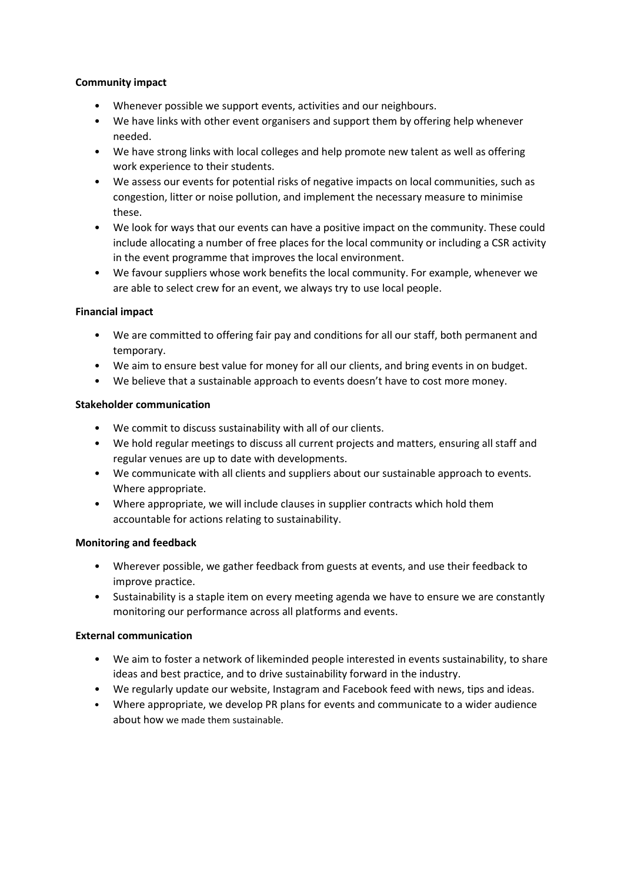**Community impact**

- Whenever possible we support events, activities and our neighbours.
- We have links with other event organisers and support them by offering help whenever needed.
- We have strong links with local colleges and help promote new talent as well as offering work experience to their students.
- We assess our events for potential risks of negative impacts on local communities, such as congestion, litter or noise pollution, and implement the necessary measure to minimise these.
- We look for ways that our events can have a positive impact on the community. These could include allocating a number of free places for the local community or including a CSR activity in the event programme that improves the local environment.
- We favour suppliers whose work benefits the local community. For example, whenever we are able to select crew for an event, we always try to use local people.

**Financial impact**

- We are committed to offering fair pay and conditions for all our staff, both permanent and temporary.
- We aim to ensure best value for money for all our clients, and bring events in on budget.
- We believe that a sustainable approach to events doesn't have to cost more money.

**Stakeholder communication**

- We commit to discuss sustainability with all of our clients.
- We hold regular meetings to discuss all current projects and matters, ensuring all staff and regular venues are up to date with developments.
- We communicate with all clients and suppliers about our sustainable approach to events. Where appropriate.
- Where appropriate, we will include clauses in supplier contracts which hold them accountable for actions relating to sustainability.

**Monitoring and feedback**

- Wherever possible, we gather feedback from guests at events, and use their feedback to improve practice.
- Sustainability is a staple item on every meeting agenda we have to ensure we are constantly monitoring our performance across all platforms and events.

**External communication**

- We aim to foster a network of likeminded people interested in events sustainability, to share ideas and best practice, and to drive sustainability forward in the industry.
- We regularly update our website, Instagram and Facebook feed with news, tips and ideas.
- Where appropriate, we develop PR plans for events and communicate to a wider audience about how we made them sustainable.